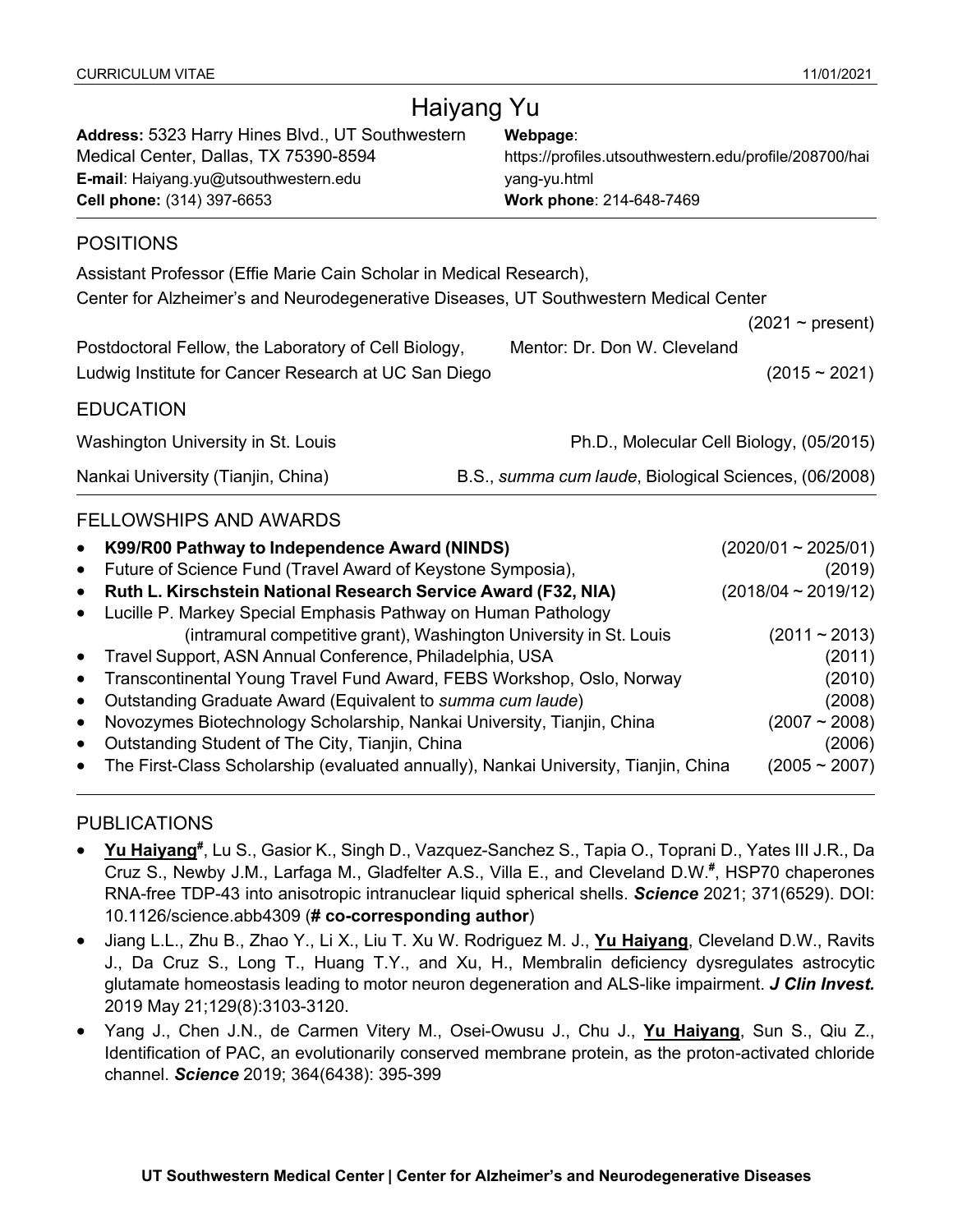CURRICULUM VITAE 11/01/2021

# Haiyang Yu

**Address:** 5323 Harry Hines Blvd., UT Southwestern Medical Center, Dallas, TX 75390-8594
**E-mail**: Haiyang.yu@utsouthwestern.edu
**Cell phone:** (314) 397-6653

**Webpage**: https://profiles.utsouthwestern.edu/profile/208700/haiyang-yu.html
**Work phone**: 214-648-7469

## POSITIONS

Assistant Professor (Effie Marie Cain Scholar in Medical Research),
Center for Alzheimer's and Neurodegenerative Diseases, UT Southwestern Medical Center (2021 ~ present)

Postdoctoral Fellow, the Laboratory of Cell Biology, Ludwig Institute for Cancer Research at UC San Diego — Mentor: Dr. Don W. Cleveland (2015 ~ 2021)

## EDUCATION

Washington University in St. Louis — Ph.D., Molecular Cell Biology, (05/2015)

Nankai University (Tianjin, China) — B.S., *summa cum laude*, Biological Sciences, (06/2008)

## FELLOWSHIPS AND AWARDS

- **K99/R00 Pathway to Independence Award (NINDS)** (2020/01 ~ 2025/01)
- Future of Science Fund (Travel Award of Keystone Symposia), (2019)
- **Ruth L. Kirschstein National Research Service Award (F32, NIA)** (2018/04 ~ 2019/12)
- Lucille P. Markey Special Emphasis Pathway on Human Pathology (intramural competitive grant), Washington University in St. Louis (2011 ~ 2013)
- Travel Support, ASN Annual Conference, Philadelphia, USA (2011)
- Transcontinental Young Travel Fund Award, FEBS Workshop, Oslo, Norway (2010)
- Outstanding Graduate Award (Equivalent to *summa cum laude*) (2008)
- Novozymes Biotechnology Scholarship, Nankai University, Tianjin, China (2007 ~ 2008)
- Outstanding Student of The City, Tianjin, China (2006)
- The First-Class Scholarship (evaluated annually), Nankai University, Tianjin, China (2005 ~ 2007)

## PUBLICATIONS

- **Yu Haiyang**[#], Lu S., Gasior K., Singh D., Vazquez-Sanchez S., Tapia O., Toprani D., Yates III J.R., Da Cruz S., Newby J.M., Larfaga M., Gladfelter A.S., Villa E., and Cleveland D.W.[#], HSP70 chaperones RNA-free TDP-43 into anisotropic intranuclear liquid spherical shells. ***Science*** 2021; 371(6529). DOI: 10.1126/science.abb4309 (**# co-corresponding author**)
- Jiang L.L., Zhu B., Zhao Y., Li X., Liu T. Xu W. Rodriguez M. J., **Yu Haiyang**, Cleveland D.W., Ravits J., Da Cruz S., Long T., Huang T.Y., and Xu, H., Membralin deficiency dysregulates astrocytic glutamate homeostasis leading to motor neuron degeneration and ALS-like impairment. ***J Clin Invest.*** 2019 May 21;129(8):3103-3120.
- Yang J., Chen J.N., de Carmen Vitery M., Osei-Owusu J., Chu J., **Yu Haiyang**, Sun S., Qiu Z., Identification of PAC, an evolutionarily conserved membrane protein, as the proton-activated chloride channel. ***Science*** 2019; 364(6438): 395-399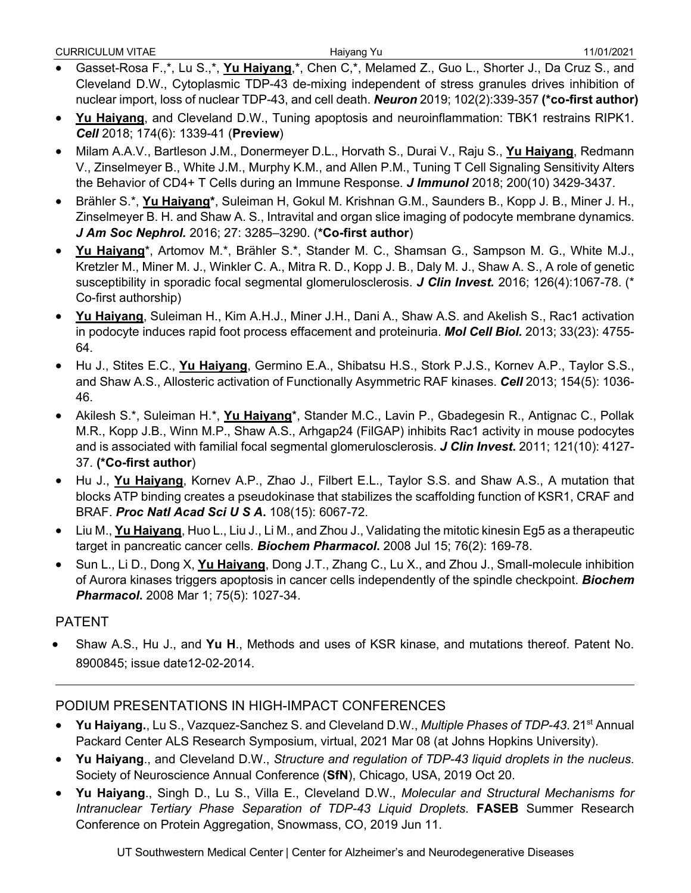- Gasset-Rosa F.,*, Lu S.,*, **Yu Haiyang**,*, Chen C,*, Melamed Z., Guo L., Shorter J., Da Cruz S., and Cleveland D.W., Cytoplasmic TDP-43 de-mixing independent of stress granules drives inhibition of nuclear import, loss of nuclear TDP-43, and cell death. ***Neuron*** 2019; 102(2):339-357 **(*co-first author)**
- **Yu Haiyang**, and Cleveland D.W., Tuning apoptosis and neuroinflammation: TBK1 restrains RIPK1. ***Cell*** 2018; 174(6): 1339-41 (**Preview**)
- Milam A.A.V., Bartleson J.M., Donermeyer D.L., Horvath S., Durai V., Raju S., **Yu Haiyang**, Redmann V., Zinselmeyer B., White J.M., Murphy K.M., and Allen P.M., Tuning T Cell Signaling Sensitivity Alters the Behavior of CD4+ T Cells during an Immune Response. ***J Immunol*** 2018; 200(10) 3429-3437.
- Brähler S.*, **Yu Haiyang***, Suleiman H, Gokul M. Krishnan G.M., Saunders B., Kopp J. B., Miner J. H., Zinselmeyer B. H. and Shaw A. S., Intravital and organ slice imaging of podocyte membrane dynamics. ***J Am Soc Nephrol.*** 2016; 27: 3285–3290. (**\*Co-first author**)
- **Yu Haiyang***, Artomov M.*, Brähler S.*, Stander M. C., Shamsan G., Sampson M. G., White M.J., Kretzler M., Miner M. J., Winkler C. A., Mitra R. D., Kopp J. B., Daly M. J., Shaw A. S., A role of genetic susceptibility in sporadic focal segmental glomerulosclerosis. ***J Clin Invest.*** 2016; 126(4):1067-78. (* Co-first authorship)
- **Yu Haiyang**, Suleiman H., Kim A.H.J., Miner J.H., Dani A., Shaw A.S. and Akelish S., Rac1 activation in podocyte induces rapid foot process effacement and proteinuria. ***Mol Cell Biol.*** 2013; 33(23): 4755-64.
- Hu J., Stites E.C., **Yu Haiyang**, Germino E.A., Shibatsu H.S., Stork P.J.S., Kornev A.P., Taylor S.S., and Shaw A.S., Allosteric activation of Functionally Asymmetric RAF kinases. ***Cell*** 2013; 154(5): 1036-46.
- Akilesh S.*, Suleiman H.*, **Yu Haiyang***, Stander M.C., Lavin P., Gbadegesin R., Antignac C., Pollak M.R., Kopp J.B., Winn M.P., Shaw A.S., Arhgap24 (FilGAP) inhibits Rac1 activity in mouse podocytes and is associated with familial focal segmental glomerulosclerosis. ***J Clin Invest*.** 2011; 121(10): 4127-37. **(*Co-first author**)
- Hu J., **Yu Haiyang**, Kornev A.P., Zhao J., Filbert E.L., Taylor S.S. and Shaw A.S., A mutation that blocks ATP binding creates a pseudokinase that stabilizes the scaffolding function of KSR1, CRAF and BRAF. ***Proc Natl Acad Sci U S A*.** 108(15): 6067-72.
- Liu M., **Yu Haiyang**, Huo L., Liu J., Li M., and Zhou J., Validating the mitotic kinesin Eg5 as a therapeutic target in pancreatic cancer cells. ***Biochem Pharmacol*.** 2008 Jul 15; 76(2): 169-78.
- Sun L., Li D., Dong X, **Yu Haiyang**, Dong J.T., Zhang C., Lu X., and Zhou J., Small-molecule inhibition of Aurora kinases triggers apoptosis in cancer cells independently of the spindle checkpoint. ***Biochem Pharmacol*.** 2008 Mar 1; 75(5): 1027-34.

## PATENT

- Shaw A.S., Hu J., and **Yu H**., Methods and uses of KSR kinase, and mutations thereof. Patent No. 8900845; issue date12-02-2014.

---

## PODIUM PRESENTATIONS IN HIGH-IMPACT CONFERENCES

- **Yu Haiyang.**, Lu S., Vazquez-Sanchez S. and Cleveland D.W., *Multiple Phases of TDP-43*. 21st Annual Packard Center ALS Research Symposium, virtual, 2021 Mar 08 (at Johns Hopkins University).
- **Yu Haiyang**., and Cleveland D.W., *Structure and regulation of TDP-43 liquid droplets in the nucleus*. Society of Neuroscience Annual Conference (**SfN**), Chicago, USA, 2019 Oct 20.
- **Yu Haiyang**., Singh D., Lu S., Villa E., Cleveland D.W., *Molecular and Structural Mechanisms for Intranuclear Tertiary Phase Separation of TDP-43 Liquid Droplets*. **FASEB** Summer Research Conference on Protein Aggregation, Snowmass, CO, 2019 Jun 11.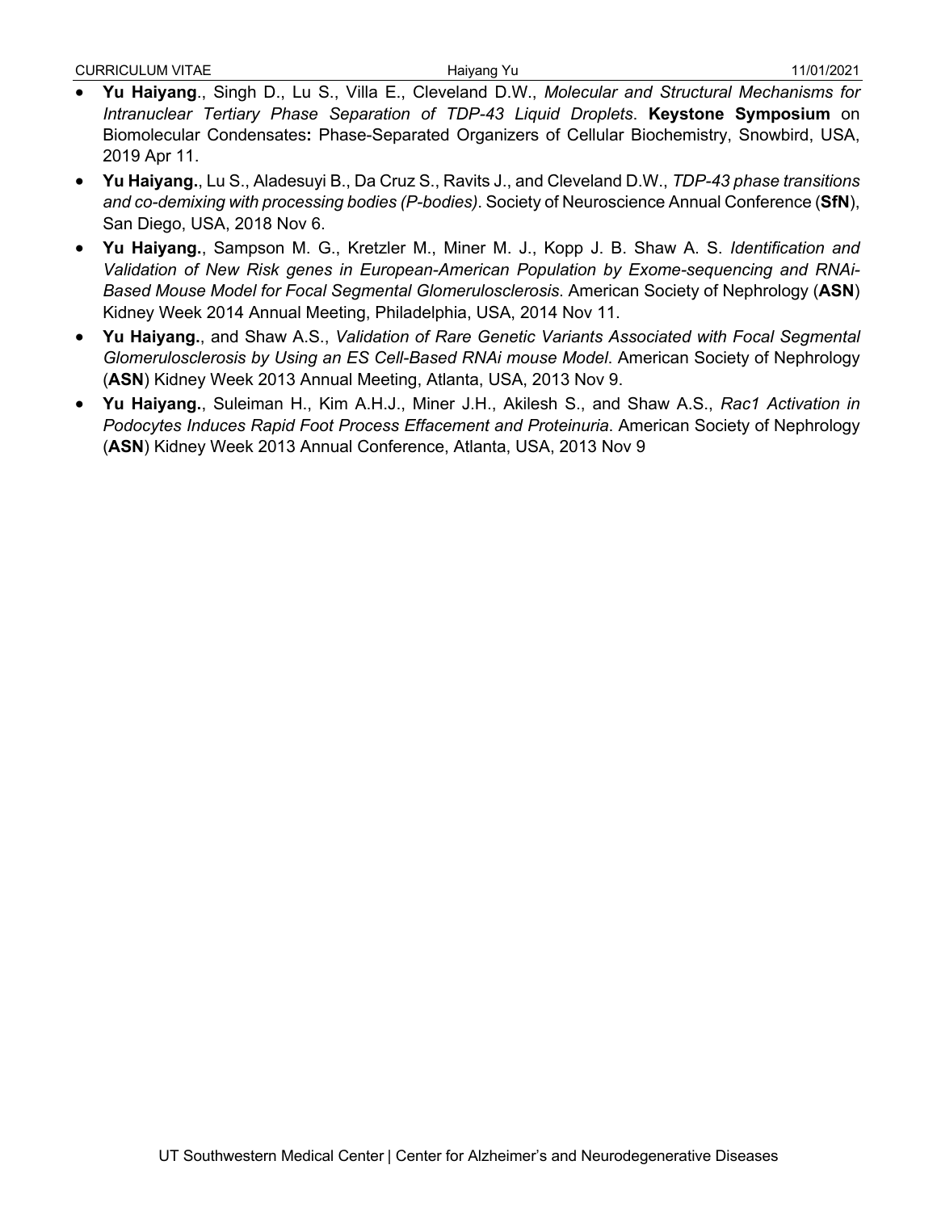- **Yu Haiyang**., Singh D., Lu S., Villa E., Cleveland D.W., *Molecular and Structural Mechanisms for Intranuclear Tertiary Phase Separation of TDP-43 Liquid Droplets*. **Keystone Symposium** on Biomolecular Condensates**:** Phase-Separated Organizers of Cellular Biochemistry, Snowbird, USA, 2019 Apr 11.
- **Yu Haiyang.**, Lu S., Aladesuyi B., Da Cruz S., Ravits J., and Cleveland D.W., *TDP-43 phase transitions and co-demixing with processing bodies (P-bodies)*. Society of Neuroscience Annual Conference (**SfN**), San Diego, USA, 2018 Nov 6.
- **Yu Haiyang.**, Sampson M. G., Kretzler M., Miner M. J., Kopp J. B. Shaw A. S. *Identification and Validation of New Risk genes in European-American Population by Exome-sequencing and RNAi-Based Mouse Model for Focal Segmental Glomerulosclerosis*. American Society of Nephrology (**ASN**) Kidney Week 2014 Annual Meeting, Philadelphia, USA, 2014 Nov 11.
- **Yu Haiyang.**, and Shaw A.S., *Validation of Rare Genetic Variants Associated with Focal Segmental Glomerulosclerosis by Using an ES Cell-Based RNAi mouse Model*. American Society of Nephrology (**ASN**) Kidney Week 2013 Annual Meeting, Atlanta, USA, 2013 Nov 9.
- **Yu Haiyang.**, Suleiman H., Kim A.H.J., Miner J.H., Akilesh S., and Shaw A.S., *Rac1 Activation in Podocytes Induces Rapid Foot Process Effacement and Proteinuria*. American Society of Nephrology (**ASN**) Kidney Week 2013 Annual Conference, Atlanta, USA, 2013 Nov 9